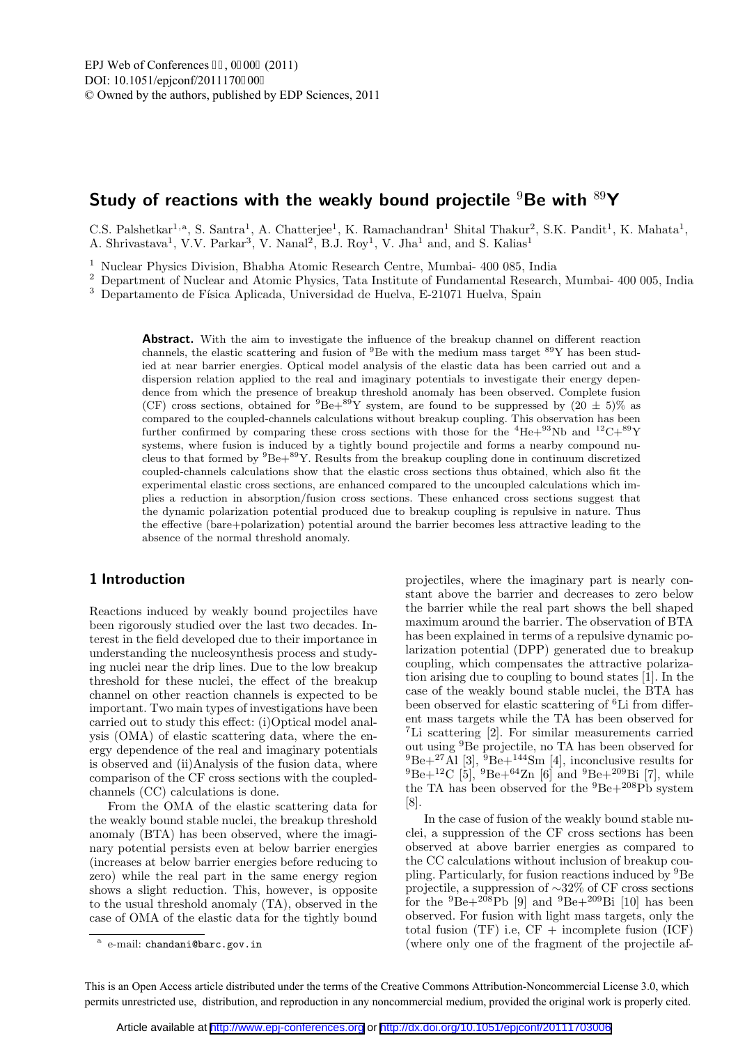# Study of reactions with the weakly bound projectile $^{9}$Be with $^{89}$Y

C.S. Palshetkar[1,a], S. Santra[1], A. Chatterjee[1], K. Ramachandran[1] Shital Thakur[2], S.K. Pandit[1], K. Mahata[1], A. Shrivastava[1], V.V. Parkar[3], V. Nanal[2], B.J. Roy[1], V. Jha[1] and, and S. Kalias[1]

[1] Nuclear Physics Division, Bhabha Atomic Research Centre, Mumbai- 400 085, India

[2] Department of Nuclear and Atomic Physics, Tata Institute of Fundamental Research, Mumbai- 400 005, India

[3] Departamento de Física Aplicada, Universidad de Huelva, E-21071 Huelva, Spain

**Abstract.** With the aim to investigate the influence of the breakup channel on different reaction channels, the elastic scattering and fusion of $^{9}$Be with the medium mass target $^{89}$Y has been studied at near barrier energies. Optical model analysis of the elastic data has been carried out and a dispersion relation applied to the real and imaginary potentials to investigate their energy dependence from which the presence of breakup threshold anomaly has been observed. Complete fusion (CF) cross sections, obtained for $^{9}$Be+$^{89}$Y system, are found to be suppressed by $(20 \pm 5)\%$ as compared to the coupled-channels calculations without breakup coupling. This observation has been further confirmed by comparing these cross sections with those for the $^{4}$He+$^{93}$Nb and $^{12}$C+$^{89}$Y systems, where fusion is induced by a tightly bound projectile and forms a nearby compound nucleus to that formed by $^{9}$Be+$^{89}$Y. Results from the breakup coupling done in continuum discretized coupled-channels calculations show that the elastic cross sections thus obtained, which also fit the experimental elastic cross sections, are enhanced compared to the uncoupled calculations which implies a reduction in absorption/fusion cross sections. These enhanced cross sections suggest that the dynamic polarization potential produced due to breakup coupling is repulsive in nature. Thus the effective (bare+polarization) potential around the barrier becomes less attractive leading to the absence of the normal threshold anomaly.

## 1 Introduction

Reactions induced by weakly bound projectiles have been rigorously studied over the last two decades. Interest in the field developed due to their importance in understanding the nucleosynthesis process and studying nuclei near the drip lines. Due to the low breakup threshold for these nuclei, the effect of the breakup channel on other reaction channels is expected to be important. Two main types of investigations have been carried out to study this effect: (i)Optical model analysis (OMA) of elastic scattering data, where the energy dependence of the real and imaginary potentials is observed and (ii)Analysis of the fusion data, where comparison of the CF cross sections with the coupled-channels (CC) calculations is done.

From the OMA of the elastic scattering data for the weakly bound stable nuclei, the breakup threshold anomaly (BTA) has been observed, where the imaginary potential persists even at below barrier energies (increases at below barrier energies before reducing to zero) while the real part in the same energy region shows a slight reduction. This, however, is opposite to the usual threshold anomaly (TA), observed in the case of OMA of the elastic data for the tightly bound projectiles, where the imaginary part is nearly constant above the barrier and decreases to zero below the barrier while the real part shows the bell shaped maximum around the barrier. The observation of BTA has been explained in terms of a repulsive dynamic polarization potential (DPP) generated due to breakup coupling, which compensates the attractive polarization arising due to coupling to bound states [1]. In the case of the weakly bound stable nuclei, the BTA has been observed for elastic scattering of $^{6}$Li from different mass targets while the TA has been observed for $^{7}$Li scattering [2]. For similar measurements carried out using $^{9}$Be projectile, no TA has been observed for $^{9}$Be+$^{27}$Al [3], $^{9}$Be+$^{144}$Sm [4], inconclusive results for $^{9}$Be+$^{12}$C [5], $^{9}$Be+$^{64}$Zn [6] and $^{9}$Be+$^{209}$Bi [7], while the TA has been observed for the $^{9}$Be+$^{208}$Pb system [8].

In the case of fusion of the weakly bound stable nuclei, a suppression of the CF cross sections has been observed at above barrier energies as compared to the CC calculations without inclusion of breakup coupling. Particularly, for fusion reactions induced by $^{9}$Be projectile, a suppression of $\sim$32% of CF cross sections for the $^{9}$Be+$^{208}$Pb [9] and $^{9}$Be+$^{209}$Bi [10] has been observed. For fusion with light mass targets, only the total fusion (TF) i.e, CF + incomplete fusion (ICF) (where only one of the fragment of the projectile af-

[a] e-mail: chandani@barc.gov.in

This is an Open Access article distributed under the terms of the Creative Commons Attribution-Noncommercial License 3.0, which permits unrestricted use, distribution, and reproduction in any noncommercial medium, provided the original work is properly cited.

Article available at http://www.epj-conferences.org or http://dx.doi.org/10.1051/epjconf/20111703006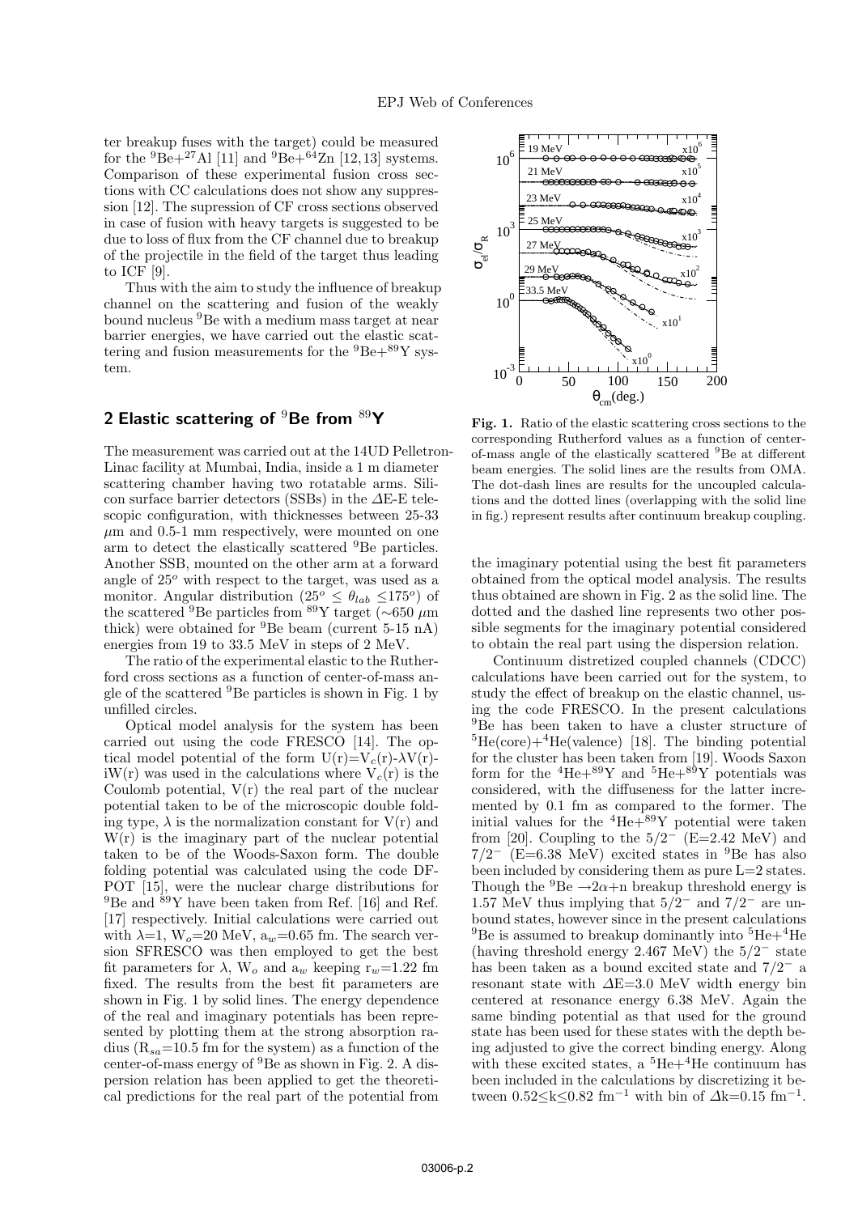ter breakup fuses with the target) could be measured for the $^{9}$Be+$^{27}$Al [11] and $^{9}$Be+$^{64}$Zn [12,13] systems. Comparison of these experimental fusion cross sections with CC calculations does not show any suppression [12]. The supression of CF cross sections observed in case of fusion with heavy targets is suggested to be due to loss of flux from the CF channel due to breakup of the projectile in the field of the target thus leading to ICF [9].

Thus with the aim to study the influence of breakup channel on the scattering and fusion of the weakly bound nucleus $^{9}$Be with a medium mass target at near barrier energies, we have carried out the elastic scattering and fusion measurements for the $^{9}$Be+$^{89}$Y system.

## 2 Elastic scattering of $^{9}$Be from $^{89}$Y

The measurement was carried out at the 14UD Pelletron-Linac facility at Mumbai, India, inside a 1 m diameter scattering chamber having two rotatable arms. Silicon surface barrier detectors (SSBs) in the $\Delta$E-E telescopic configuration, with thicknesses between 25-33 $\mu$m and 0.5-1 mm respectively, were mounted on one arm to detect the elastically scattered $^{9}$Be particles. Another SSB, mounted on the other arm at a forward angle of $25^{o}$ with respect to the target, was used as a monitor. Angular distribution ($25^{o} \leq \theta_{lab} \leq 175^{o}$) of the scattered $^{9}$Be particles from $^{89}$Y target ($\sim$650 $\mu$m thick) were obtained for $^{9}$Be beam (current 5-15 nA) energies from 19 to 33.5 MeV in steps of 2 MeV.

The ratio of the experimental elastic to the Rutherford cross sections as a function of center-of-mass angle of the scattered $^{9}$Be particles is shown in Fig. 1 by unfilled circles.

Optical model analysis for the system has been carried out using the code FRESCO [14]. The optical model potential of the form $U(r)=V_c(r)-\lambda V(r)-iW(r)$ was used in the calculations where $V_c(r)$ is the Coulomb potential, $V(r)$ the real part of the nuclear potential taken to be of the microscopic double folding type, $\lambda$ is the normalization constant for $V(r)$ and $W(r)$ is the imaginary part of the nuclear potential taken to be of the Woods-Saxon form. The double folding potential was calculated using the code DFPOT [15], were the nuclear charge distributions for $^{9}$Be and $^{89}$Y have been taken from Ref. [16] and Ref. [17] respectively. Initial calculations were carried out with $\lambda$=1, $W_o$=20 MeV, $a_w$=0.65 fm. The search version SFRESCO was then employed to get the best fit parameters for $\lambda$, $W_o$ and $a_w$ keeping $r_w$=1.22 fm fixed. The results from the best fit parameters are shown in Fig. 1 by solid lines. The energy dependence of the real and imaginary potentials has been represented by plotting them at the strong absorption radius ($R_{sa}$=10.5 fm for the system) as a function of the center-of-mass energy of $^{9}$Be as shown in Fig. 2. A dispersion relation has been applied to get the theoretical predictions for the real part of the potential from the imaginary potential using the best fit parameters obtained from the optical model analysis. The results thus obtained are shown in Fig. 2 as the solid line. The dotted and the dashed line represents two other possible segments for the imaginary potential considered to obtain the real part using the dispersion relation.

**Fig. 1.** Ratio of the elastic scattering cross sections to the corresponding Rutherford values as a function of center-of-mass angle of the elastically scattered $^{9}$Be at different beam energies. The solid lines are the results from OMA. The dot-dash lines are results for the uncoupled calculations and the dotted lines (overlapping with the solid line in fig.) represent results after continuum breakup coupling.

Continuum distretized coupled channels (CDCC) calculations have been carried out for the system, to study the effect of breakup on the elastic channel, using the code FRESCO. In the present calculations $^{9}$Be has been taken to have a cluster structure of $^{5}$He(core)+$^{4}$He(valence) [18]. The binding potential for the cluster has been taken from [19]. Woods Saxon form for the $^{4}$He+$^{89}$Y and $^{5}$He+$^{89}$Y potentials was considered, with the diffuseness for the latter incremented by 0.1 fm as compared to the former. The initial values for the $^{4}$He+$^{89}$Y potential were taken from [20]. Coupling to the $5/2^{-}$ (E=2.42 MeV) and $7/2^{-}$ (E=6.38 MeV) excited states in $^{9}$Be has also been included by considering them as pure L=2 states. Though the $^{9}$Be $\rightarrow 2\alpha$+n breakup threshold energy is 1.57 MeV thus implying that $5/2^{-}$ and $7/2^{-}$ are unbound states, however since in the present calculations $^{9}$Be is assumed to breakup dominantly into $^{5}$He+$^{4}$He (having threshold energy 2.467 MeV) the $5/2^{-}$ state has been taken as a bound excited state and $7/2^{-}$ a resonant state with $\Delta$E=3.0 MeV width energy bin centered at resonance energy 6.38 MeV. Again the same binding potential as that used for the ground state has been used for these states with the depth being adjusted to give the correct binding energy. Along with these excited states, a $^{5}$He+$^{4}$He continuum has been included in the calculations by discretizing it between $0.52 \leq k \leq 0.82$ fm$^{-1}$ with bin of $\Delta$k=0.15 fm$^{-1}$.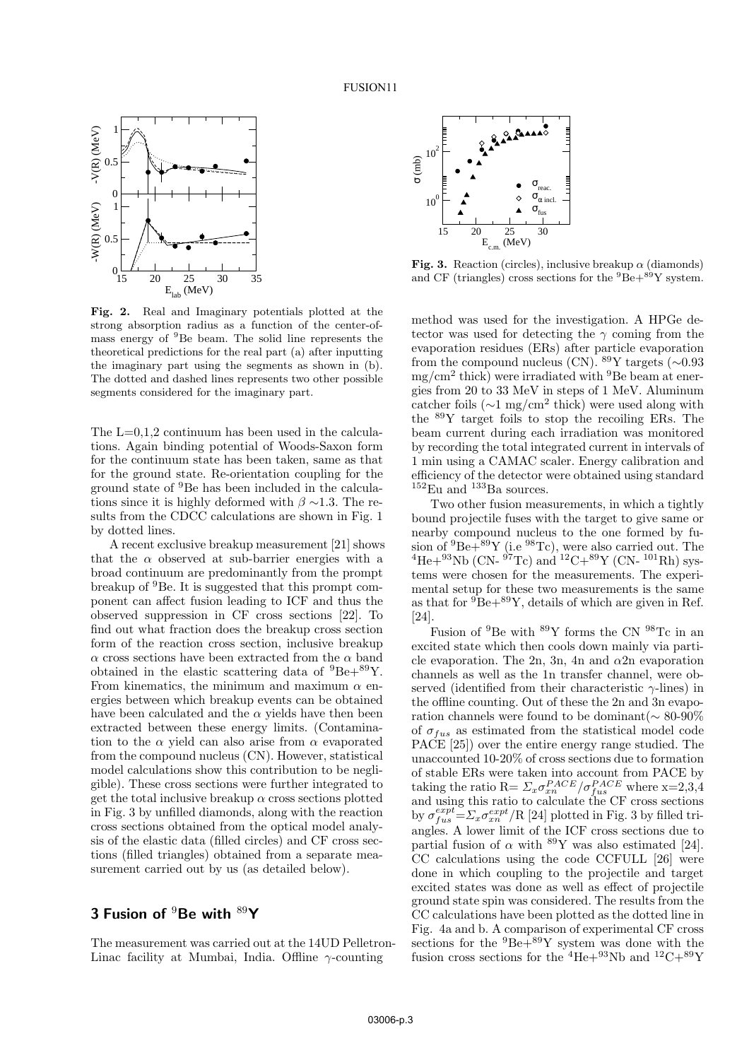**Fig. 2.** Real and Imaginary potentials plotted at the strong absorption radius as a function of the center-of-mass energy of $^{9}$Be beam. The solid line represents the theoretical predictions for the real part (a) after inputting the imaginary part using the segments as shown in (b). The dotted and dashed lines represents two other possible segments considered for the imaginary part.

The L=0,1,2 continuum has been used in the calculations. Again binding potential of Woods-Saxon form for the continuum state has been taken, same as that for the ground state. Re-orientation coupling for the ground state of $^{9}$Be has been included in the calculations since it is highly deformed with $\beta \sim 1.3$. The results from the CDCC calculations are shown in Fig. 1 by dotted lines.

A recent exclusive breakup measurement [21] shows that the $\alpha$ observed at sub-barrier energies with a broad continuum are predominantly from the prompt breakup of $^{9}$Be. It is suggested that this prompt component can affect fusion leading to ICF and thus the observed suppression in CF cross sections [22]. To find out what fraction does the breakup cross section form of the reaction cross section, inclusive breakup $\alpha$ cross sections have been extracted from the $\alpha$ band obtained in the elastic scattering data of $^{9}$Be+$^{89}$Y. From kinematics, the minimum and maximum $\alpha$ energies between which breakup events can be obtained have been calculated and the $\alpha$ yields have then been extracted between these energy limits. (Contamination to the $\alpha$ yield can also arise from $\alpha$ evaporated from the compound nucleus (CN). However, statistical model calculations show this contribution to be negligible). These cross sections were further integrated to get the total inclusive breakup $\alpha$ cross sections plotted in Fig. 3 by unfilled diamonds, along with the reaction cross sections obtained from the optical model analysis of the elastic data (filled circles) and CF cross sections (filled triangles) obtained from a separate measurement carried out by us (as detailed below).

## 3 Fusion of $^{9}$Be with $^{89}$Y

The measurement was carried out at the 14UD Pelletron-Linac facility at Mumbai, India. Offline $\gamma$-counting

**Fig. 3.** Reaction (circles), inclusive breakup $\alpha$ (diamonds) and CF (triangles) cross sections for the $^{9}$Be+$^{89}$Y system.

method was used for the investigation. A HPGe detector was used for detecting the $\gamma$ coming from the evaporation residues (ERs) after particle evaporation from the compound nucleus (CN). $^{89}$Y targets ($\sim$0.93 mg/cm$^{2}$ thick) were irradiated with $^{9}$Be beam at energies from 20 to 33 MeV in steps of 1 MeV. Aluminum catcher foils ($\sim$1 mg/cm$^{2}$ thick) were used along with the $^{89}$Y target foils to stop the recoiling ERs. The beam current during each irradiation was monitored by recording the total integrated current in intervals of 1 min using a CAMAC scaler. Energy calibration and efficiency of the detector were obtained using standard $^{152}$Eu and $^{133}$Ba sources.

Two other fusion measurements, in which a tightly bound projectile fuses with the target to give same or nearby compound nucleus to the one formed by fusion of $^{9}$Be+$^{89}$Y (i.e $^{98}$Tc), were also carried out. The $^{4}$He+$^{93}$Nb (CN- $^{97}$Tc) and $^{12}$C+$^{89}$Y (CN- $^{101}$Rh) systems were chosen for the measurements. The experimental setup for these two measurements is the same as that for $^{9}$Be+$^{89}$Y, details of which are given in Ref. [24].

Fusion of $^{9}$Be with $^{89}$Y forms the CN $^{98}$Tc in an excited state which then cools down mainly via particle evaporation. The 2n, 3n, 4n and $\alpha$2n evaporation channels as well as the 1n transfer channel, were observed (identified from their characteristic $\gamma$-lines) in the offline counting. Out of these the 2n and 3n evaporation channels were found to be dominant($\sim$ 80-90% of $\sigma_{fus}$ as estimated from the statistical model code PACE [25]) over the entire energy range studied. The unaccounted 10-20% of cross sections due to formation of stable ERs were taken into account from PACE by taking the ratio R= $\Sigma_x \sigma_{xn}^{PACE}/\sigma_{fus}^{PACE}$ where x=2,3,4 and using this ratio to calculate the CF cross sections by $\sigma_{fus}^{expt}=\Sigma_x \sigma_{xn}^{expt}/$R [24] plotted in Fig. 3 by filled triangles. A lower limit of the ICF cross sections due to partial fusion of $\alpha$ with $^{89}$Y was also estimated [24]. CC calculations using the code CCFULL [26] were done in which coupling to the projectile and target excited states was done as well as effect of projectile ground state spin was considered. The results from the CC calculations have been plotted as the dotted line in Fig. 4a and b. A comparison of experimental CF cross sections for the $^{9}$Be+$^{89}$Y system was done with the fusion cross sections for the $^{4}$He+$^{93}$Nb and $^{12}$C+$^{89}$Y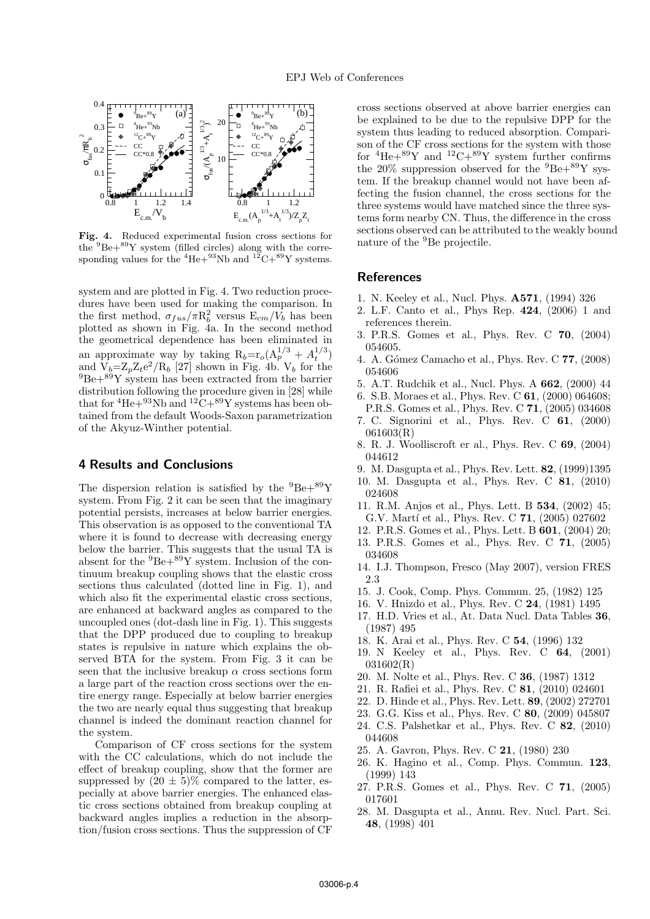0.4
0.3
0.2
0.1
0
0.8 1 1.2 1.4
$\sigma_{fus}/\pi R_b^2$
$E_{c.m.}/V_b$
(a)
$^9$Be+$^{89}$Y
$^4$He+$^{93}$Nb
$^{12}$C+$^{89}$Y
CC
CC*0.8

20
10
0
0.8 1 1.2
$\sigma_{fus}/(A_p^{1/3}+A_t^{1/3})^2$
$E_{c.m.}(A_p^{1/3}+A_t^{1/3})/Z_pZ_t$
(b)
$^9$Be+$^{89}$Y
$^4$He+$^{93}$Nb
$^{12}$C+$^{89}$Y
CC
CC*0.8

**Fig. 4.** Reduced experimental fusion cross sections for the $^9$Be+$^{89}$Y system (filled circles) along with the corresponding values for the $^4$He+$^{93}$Nb and $^{12}$C+$^{89}$Y systems.

system and are plotted in Fig. 4. Two reduction procedures have been used for making the comparison. In the first method, $\sigma_{fus}/\pi R_b^2$ versus $E_{cm}/V_b$ has been plotted as shown in Fig. 4a. In the second method the geometrical dependence has been eliminated in an approximate way by taking $R_b = r_o(A_p^{1/3} + A_t^{1/3})$ and $V_b = Z_p Z_t e^2/R_b$ [27] shown in Fig. 4b. $V_b$ for the $^9$Be+$^{89}$Y system has been extracted from the barrier distribution following the procedure given in [28] while that for $^4$He+$^{93}$Nb and $^{12}$C+$^{89}$Y systems has been obtained from the default Woods-Saxon parametrization of the Akyuz-Winther potential.

## 4 Results and Conclusions

The dispersion relation is satisfied by the $^9$Be+$^{89}$Y system. From Fig. 2 it can be seen that the imaginary potential persists, increases at below barrier energies. This observation is as opposed to the conventional TA where it is found to decrease with decreasing energy below the barrier. This suggests that the usual TA is absent for the $^9$Be+$^{89}$Y system. Inclusion of the continuum breakup coupling shows that the elastic cross sections thus calculated (dotted line in Fig. 1), and which also fit the experimental elastic cross sections, are enhanced at backward angles as compared to the uncoupled ones (dot-dash line in Fig. 1). This suggests that the DPP produced due to coupling to breakup states is repulsive in nature which explains the observed BTA for the system. From Fig. 3 it can be seen that the inclusive breakup $\alpha$ cross sections form a large part of the reaction cross sections over the entire energy range. Especially at below barrier energies the two are nearly equal thus suggesting that breakup channel is indeed the dominant reaction channel for the system.

Comparison of CF cross sections for the system with the CC calculations, which do not include the effect of breakup coupling, show that the former are suppressed by $(20 \pm 5)\%$ compared to the latter, especially at above barrier energies. The enhanced elastic cross sections obtained from breakup coupling at backward angles implies a reduction in the absorption/fusion cross sections. Thus the suppression of CF cross sections observed at above barrier energies can be explained to be due to the repulsive DPP for the system thus leading to reduced absorption. Comparison of the CF cross sections for the system with those for $^4$He+$^{89}$Y and $^{12}$C+$^{89}$Y system further confirms the 20% suppression observed for the $^9$Be+$^{89}$Y system. If the breakup channel would not have been affecting the fusion channel, the cross sections for the three systems would have matched since the three systems form nearby CN. Thus, the difference in the cross sections observed can be attributed to the weakly bound nature of the $^9$Be projectile.

## References

1. N. Keeley et al., Nucl. Phys. **A571**, (1994) 326
2. L.F. Canto et al., Phys Rep. **424**, (2006) 1 and references therein.
3. P.R.S. Gomes et al., Phys. Rev. C **70**, (2004) 054605.
4. A. Gómez Camacho et al., Phys. Rev. C **77**, (2008) 054606
5. A.T. Rudchik et al., Nucl. Phys. A **662**, (2000) 44
6. S.B. Moraes et al., Phys. Rev. C **61**, (2000) 064608; P.R.S. Gomes et al., Phys. Rev. C **71**, (2005) 034608
7. C. Signorini et al., Phys. Rev. C **61**, (2000) 061603(R)
8. R. J. Woolliscroft er al., Phys. Rev. C **69**, (2004) 044612
9. M. Dasgupta et al., Phys. Rev. Lett. **82**, (1999)1395
10. M. Dasgupta et al., Phys. Rev. C **81**, (2010) 024608
11. R.M. Anjos et al., Phys. Lett. B **534**, (2002) 45; G.V. Martí et al., Phys. Rev. C **71**, (2005) 027602
12. P.R.S. Gomes et al., Phys. Lett. B **601**, (2004) 20;
13. P.R.S. Gomes et al., Phys. Rev. C **71**, (2005) 034608
14. I.J. Thompson, Fresco (May 2007), version FRES 2.3
15. J. Cook, Comp. Phys. Commun. 25, (1982) 125
16. V. Hnizdo et al., Phys. Rev. C **24**, (1981) 1495
17. H.D. Vries et al., At. Data Nucl. Data Tables **36**, (1987) 495
18. K. Arai et al., Phys. Rev. C **54**, (1996) 132
19. N Keeley et al., Phys. Rev. C **64**, (2001) 031602(R)
20. M. Nolte et al., Phys. Rev. C **36**, (1987) 1312
21. R. Rafiei et al., Phys. Rev. C **81**, (2010) 024601
22. D. Hinde et al., Phys. Rev. Lett. **89**, (2002) 272701
23. G.G. Kiss et al., Phys. Rev. C **80**, (2009) 045807
24. C.S. Palshetkar et al., Phys. Rev. C **82**, (2010) 044608
25. A. Gavron, Phys. Rev. C **21**, (1980) 230
26. K. Hagino et al., Comp. Phys. Commun. **123**, (1999) 143
27. P.R.S. Gomes et al., Phys. Rev. C **71**, (2005) 017601
28. M. Dasgupta et al., Annu. Rev. Nucl. Part. Sci. **48**, (1998) 401